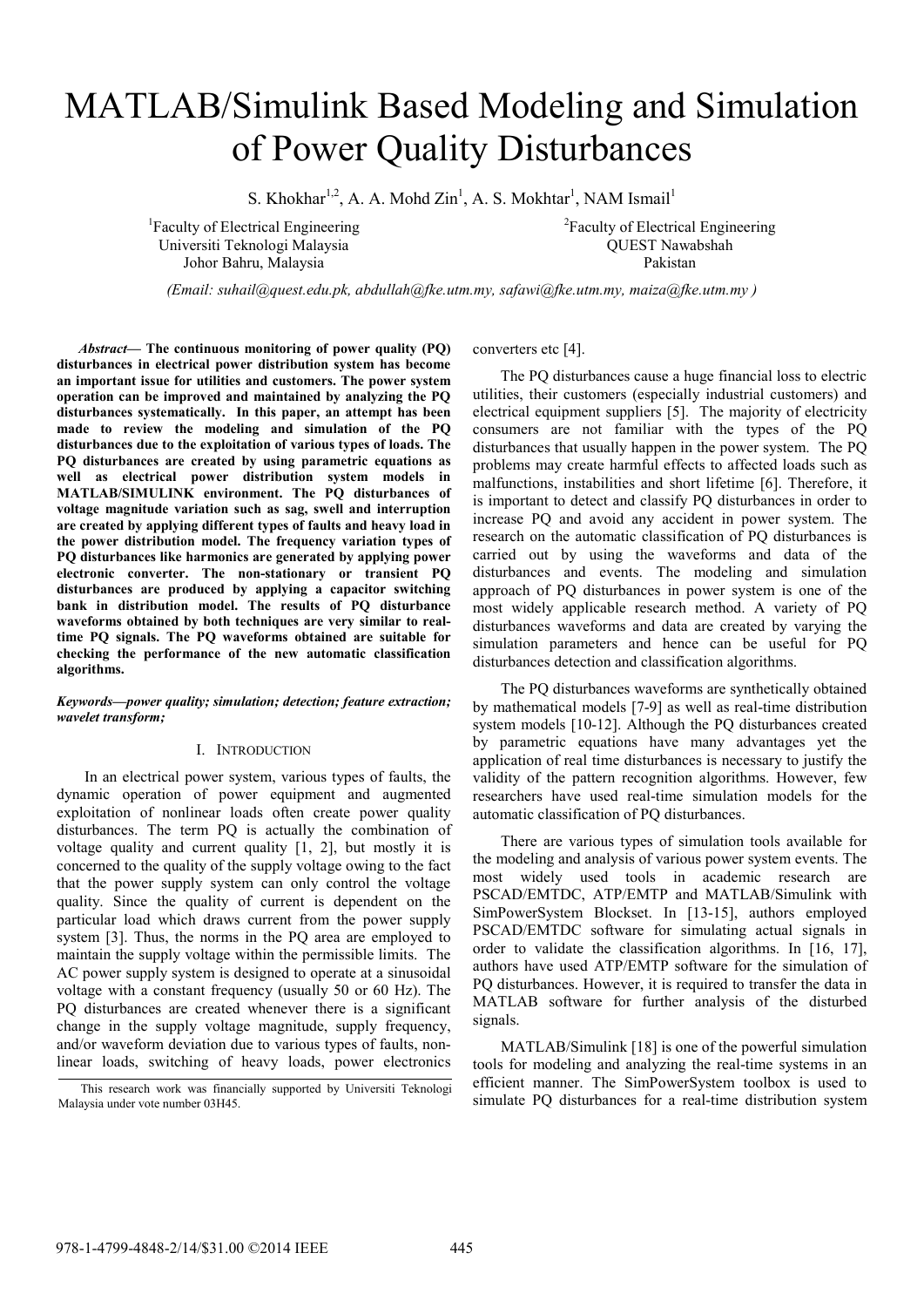# MATLAB/Simulink Based Modeling and Simulation of Power Quality Disturbances

S. Khokhar[1,2], A. A. Mohd Zin[1], A. S. Mokhtar[1], NAM Ismail[1]

[1]Faculty of Electrical Engineering
Universiti Teknologi Malaysia
Johor Bahru, Malaysia

[2]Faculty of Electrical Engineering
QUEST Nawabshah
Pakistan

*(Email: suhail@quest.edu.pk, abdullah@fke.utm.my, safawi@fke.utm.my, maiza@fke.utm.my )*

***Abstract*— The continuous monitoring of power quality (PQ) disturbances in electrical power distribution system has become an important issue for utilities and customers. The power system operation can be improved and maintained by analyzing the PQ disturbances systematically. In this paper, an attempt has been made to review the modeling and simulation of the PQ disturbances due to the exploitation of various types of loads. The PQ disturbances are created by using parametric equations as well as electrical power distribution system models in MATLAB/SIMULINK environment. The PQ disturbances of voltage magnitude variation such as sag, swell and interruption are created by applying different types of faults and heavy load in the power distribution model. The frequency variation types of PQ disturbances like harmonics are generated by applying power electronic converter. The non-stationary or transient PQ disturbances are produced by applying a capacitor switching bank in distribution model. The results of PQ disturbance waveforms obtained by both techniques are very similar to real-time PQ signals. The PQ waveforms obtained are suitable for checking the performance of the new automatic classification algorithms.**

***Keywords—power quality; simulation; detection; feature extraction; wavelet transform;***

## I. Introduction

In an electrical power system, various types of faults, the dynamic operation of power equipment and augmented exploitation of nonlinear loads often create power quality disturbances. The term PQ is actually the combination of voltage quality and current quality [1, 2], but mostly it is concerned to the quality of the supply voltage owing to the fact that the power supply system can only control the voltage quality. Since the quality of current is dependent on the particular load which draws current from the power supply system [3]. Thus, the norms in the PQ area are employed to maintain the supply voltage within the permissible limits. The AC power supply system is designed to operate at a sinusoidal voltage with a constant frequency (usually 50 or 60 Hz). The PQ disturbances are created whenever there is a significant change in the supply voltage magnitude, supply frequency, and/or waveform deviation due to various types of faults, non-linear loads, switching of heavy loads, power electronics converters etc [4].

The PQ disturbances cause a huge financial loss to electric utilities, their customers (especially industrial customers) and electrical equipment suppliers [5]. The majority of electricity consumers are not familiar with the types of the PQ disturbances that usually happen in the power system. The PQ problems may create harmful effects to affected loads such as malfunctions, instabilities and short lifetime [6]. Therefore, it is important to detect and classify PQ disturbances in order to increase PQ and avoid any accident in power system. The research on the automatic classification of PQ disturbances is carried out by using the waveforms and data of the disturbances and events. The modeling and simulation approach of PQ disturbances in power system is one of the most widely applicable research method. A variety of PQ disturbances waveforms and data are created by varying the simulation parameters and hence can be useful for PQ disturbances detection and classification algorithms.

The PQ disturbances waveforms are synthetically obtained by mathematical models [7-9] as well as real-time distribution system models [10-12]. Although the PQ disturbances created by parametric equations have many advantages yet the application of real time disturbances is necessary to justify the validity of the pattern recognition algorithms. However, few researchers have used real-time simulation models for the automatic classification of PQ disturbances.

There are various types of simulation tools available for the modeling and analysis of various power system events. The most widely used tools in academic research are PSCAD/EMTDC, ATP/EMTP and MATLAB/Simulink with SimPowerSystem Blockset. In [13-15], authors employed PSCAD/EMTDC software for simulating actual signals in order to validate the classification algorithms. In [16, 17], authors have used ATP/EMTP software for the simulation of PQ disturbances. However, it is required to transfer the data in MATLAB software for further analysis of the disturbed signals.

MATLAB/Simulink [18] is one of the powerful simulation tools for modeling and analyzing the real-time systems in an efficient manner. The SimPowerSystem toolbox is used to simulate PQ disturbances for a real-time distribution system

This research work was financially supported by Universiti Teknologi Malaysia under vote number 03H45.

978-1-4799-4848-2/14/$31.00 ©2014 IEEE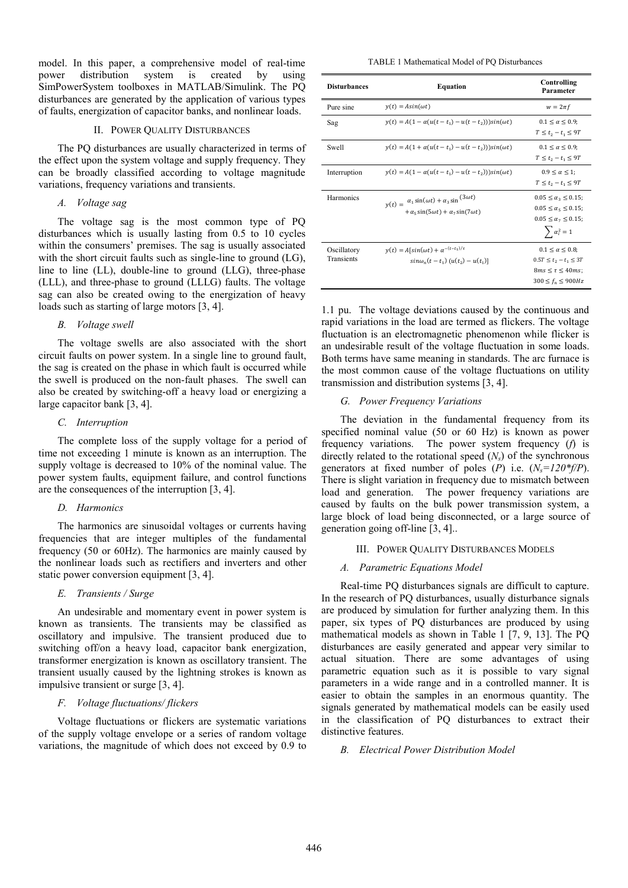model. In this paper, a comprehensive model of real-time power distribution system is created by using SimPowerSystem toolboxes in MATLAB/Simulink. The PQ disturbances are generated by the application of various types of faults, energization of capacitor banks, and nonlinear loads.

## II. Power Quality Disturbances

The PQ disturbances are usually characterized in terms of the effect upon the system voltage and supply frequency. They can be broadly classified according to voltage magnitude variations, frequency variations and transients.

### *A. Voltage sag*

The voltage sag is the most common type of PQ disturbances which is usually lasting from 0.5 to 10 cycles within the consumers' premises. The sag is usually associated with the short circuit faults such as single-line to ground (LG), line to line (LL), double-line to ground (LLG), three-phase (LLL), and three-phase to ground (LLLG) faults. The voltage sag can also be created owing to the energization of heavy loads such as starting of large motors [3, 4].

### *B. Voltage swell*

The voltage swells are also associated with the short circuit faults on power system. In a single line to ground fault, the sag is created on the phase in which fault is occurred while the swell is produced on the non-fault phases. The swell can also be created by switching-off a heavy load or energizing a large capacitor bank [3, 4].

### *C. Interruption*

The complete loss of the supply voltage for a period of time not exceeding 1 minute is known as an interruption. The supply voltage is decreased to 10% of the nominal value. The power system faults, equipment failure, and control functions are the consequences of the interruption [3, 4].

### *D. Harmonics*

The harmonics are sinusoidal voltages or currents having frequencies that are integer multiples of the fundamental frequency (50 or 60Hz). The harmonics are mainly caused by the nonlinear loads such as rectifiers and inverters and other static power conversion equipment [3, 4].

### *E. Transients / Surge*

An undesirable and momentary event in power system is known as transients. The transients may be classified as oscillatory and impulsive. The transient produced due to switching off/on a heavy load, capacitor bank energization, transformer energization is known as oscillatory transient. The transient usually caused by the lightning strokes is known as impulsive transient or surge [3, 4].

### *F. Voltage fluctuations/ flickers*

Voltage fluctuations or flickers are systematic variations of the supply voltage envelope or a series of random voltage variations, the magnitude of which does not exceed by 0.9 to 1.1 pu. The voltage deviations caused by the continuous and rapid variations in the load are termed as flickers. The voltage fluctuation is an electromagnetic phenomenon while flicker is an undesirable result of the voltage fluctuation in some loads. Both terms have same meaning in standards. The arc furnace is the most common cause of the voltage fluctuations on utility transmission and distribution systems [3, 4].

TABLE 1 Mathematical Model of PQ Disturbances

| Disturbances | Equation | Controlling Parameter |
|---|---|---|
| Pure sine | $y(t) = A\sin(\omega t)$ | $w = 2\pi f$ |
| Sag | $y(t) = A(1 - \alpha(u(t-t_1) - u(t-t_2)))\sin(\omega t)$ | $0.1 \leq \alpha \leq 0.9$; $T \leq t_2 - t_1 \leq 9T$ |
| Swell | $y(t) = A(1 + \alpha(u(t-t_1) - u(t-t_2)))\sin(\omega t)$ | $0.1 \leq \alpha \leq 0.9$; $T \leq t_2 - t_1 \leq 9T$ |
| Interruption | $y(t) = A(1 - \alpha(u(t-t_1) - u(t-t_2)))\sin(\omega t)$ | $0.9 \leq \alpha \leq 1$; $T \leq t_2 - t_1 \leq 9T$ |
| Harmonics | $y(t) = \alpha_1\sin(\omega t) + \alpha_3\sin(3\omega t) + \alpha_5\sin(5\omega t) + \alpha_7\sin(7\omega t)$ | $0.05 \leq \alpha_3 \leq 0.15$; $0.05 \leq \alpha_5 \leq 0.15$; $0.05 \leq \alpha_7 \leq 0.15$; $\sum \alpha_i^2 = 1$ |
| Oscillatory Transients | $y(t) = A[\sin(\omega t) + \alpha^{-(t-t_1)/\tau} \sin\omega_n(t-t_1)\,(u(t_2) - u(t_1))]$ | $0.1 \leq \alpha \leq 0.8$; $0.5T \leq t_2 - t_1 \leq 3T$; $8ms \leq \tau \leq 40ms$; $300 \leq f_n \leq 900Hz$ |

### *G. Power Frequency Variations*

The deviation in the fundamental frequency from its specified nominal value (50 or 60 Hz) is known as power frequency variations. The power system frequency (*f*) is directly related to the rotational speed ($N_s$) of the synchronous generators at fixed number of poles (*P*) i.e. ($N_s=120*f/P$). There is slight variation in frequency due to mismatch between load and generation. The power frequency variations are caused by faults on the bulk power transmission system, a large block of load being disconnected, or a large source of generation going off-line [3, 4]..

## III. Power Quality Disturbances Models

### *A. Parametric Equations Model*

Real-time PQ disturbances signals are difficult to capture. In the research of PQ disturbances, usually disturbance signals are produced by simulation for further analyzing them. In this paper, six types of PQ disturbances are produced by using mathematical models as shown in Table 1 [7, 9, 13]. The PQ disturbances are easily generated and appear very similar to actual situation. There are some advantages of using parametric equation such as it is possible to vary signal parameters in a wide range and in a controlled manner. It is easier to obtain the samples in an enormous quantity. The signals generated by mathematical models can be easily used in the classification of PQ disturbances to extract their distinctive features.

### *B. Electrical Power Distribution Model*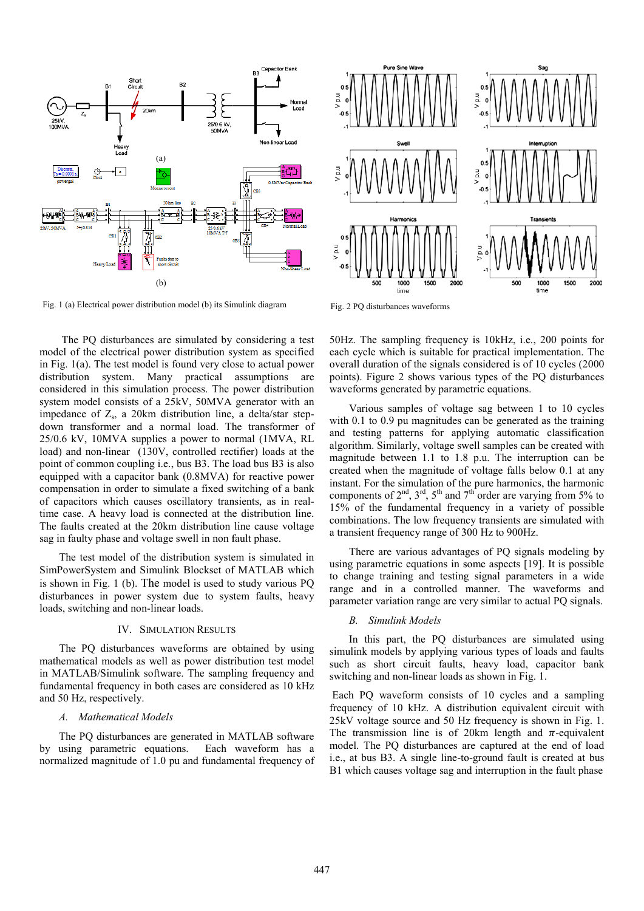Fig. 1 (a) Electrical power distribution model (b) its Simulink diagram

Fig. 2 PQ disturbances waveforms

The PQ disturbances are simulated by considering a test model of the electrical power distribution system as specified in Fig. 1(a). The test model is found very close to actual power distribution system. Many practical assumptions are considered in this simulation process. The power distribution system model consists of a 25kV, 50MVA generator with an impedance of $Z_s$, a 20km distribution line, a delta/star step-down transformer and a normal load. The transformer of 25/0.6 kV, 10MVA supplies a power to normal (1MVA, RL load) and non-linear (130V, controlled rectifier) loads at the point of common coupling i.e., bus B3. The load bus B3 is also equipped with a capacitor bank (0.8MVA) for reactive power compensation in order to simulate a fixed switching of a bank of capacitors which causes oscillatory transients, as in real-time case. A heavy load is connected at the distribution line. The faults created at the 20km distribution line cause voltage sag in faulty phase and voltage swell in non fault phase.

The test model of the distribution system is simulated in SimPowerSystem and Simulink Blockset of MATLAB which is shown in Fig. 1 (b). The model is used to study various PQ disturbances in power system due to system faults, heavy loads, switching and non-linear loads.

## IV. Simulation Results

The PQ disturbances waveforms are obtained by using mathematical models as well as power distribution test model in MATLAB/Simulink software. The sampling frequency and fundamental frequency in both cases are considered as 10 kHz and 50 Hz, respectively.

### A. Mathematical Models

The PQ disturbances are generated in MATLAB software by using parametric equations. Each waveform has a normalized magnitude of 1.0 pu and fundamental frequency of 50Hz. The sampling frequency is 10kHz, i.e., 200 points for each cycle which is suitable for practical implementation. The overall duration of the signals considered is of 10 cycles (2000 points). Figure 2 shows various types of the PQ disturbances waveforms generated by parametric equations.

Various samples of voltage sag between 1 to 10 cycles with 0.1 to 0.9 pu magnitudes can be generated as the training and testing patterns for applying automatic classification algorithm. Similarly, voltage swell samples can be created with magnitude between 1.1 to 1.8 p.u. The interruption can be created when the magnitude of voltage falls below 0.1 at any instant. For the simulation of the pure harmonics, the harmonic components of 2nd, 3rd, 5th and 7th order are varying from 5% to 15% of the fundamental frequency in a variety of possible combinations. The low frequency transients are simulated with a transient frequency range of 300 Hz to 900Hz.

There are various advantages of PQ signals modeling by using parametric equations in some aspects [19]. It is possible to change training and testing signal parameters in a wide range and in a controlled manner. The waveforms and parameter variation range are very similar to actual PQ signals.

### B. Simulink Models

In this part, the PQ disturbances are simulated using simulink models by applying various types of loads and faults such as short circuit faults, heavy load, capacitor bank switching and non-linear loads as shown in Fig. 1.

Each PQ waveform consists of 10 cycles and a sampling frequency of 10 kHz. A distribution equivalent circuit with 25kV voltage source and 50 Hz frequency is shown in Fig. 1. The transmission line is of 20km length and $\pi$-equivalent model. The PQ disturbances are captured at the end of load i.e., at bus B3. A single line-to-ground fault is created at bus B1 which causes voltage sag and interruption in the fault phase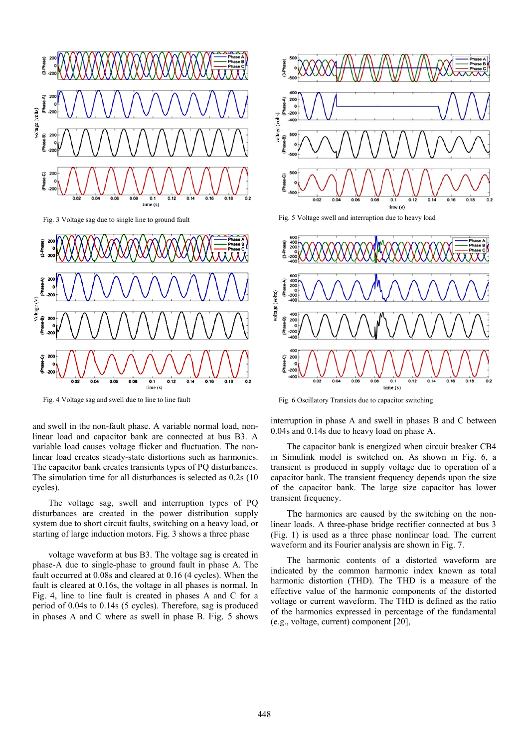Fig. 3 Voltage sag due to single line to ground fault

Fig. 4 Voltage sag and swell due to line to line fault

Fig. 5 Voltage swell and interruption due to heavy load

Fig. 6 Oscillatory Transiets due to capacitor switching

and swell in the non-fault phase. A variable normal load, non-linear load and capacitor bank are connected at bus B3. A variable load causes voltage flicker and fluctuation. The non-linear load creates steady-state distortions such as harmonics. The capacitor bank creates transients types of PQ disturbances. The simulation time for all disturbances is selected as 0.2s (10 cycles).

The voltage sag, swell and interruption types of PQ disturbances are created in the power distribution supply system due to short circuit faults, switching on a heavy load, or starting of large induction motors. Fig. 3 shows a three phase

voltage waveform at bus B3. The voltage sag is created in phase-A due to single-phase to ground fault in phase A. The fault occurred at 0.08s and cleared at 0.16 (4 cycles). When the fault is cleared at 0.16s, the voltage in all phases is normal. In Fig. 4, line to line fault is created in phases A and C for a period of 0.04s to 0.14s (5 cycles). Therefore, sag is produced in phases A and C where as swell in phase B. Fig. 5 shows interruption in phase A and swell in phases B and C between 0.04s and 0.14s due to heavy load on phase A.

The capacitor bank is energized when circuit breaker CB4 in Simulink model is switched on. As shown in Fig. 6, a transient is produced in supply voltage due to operation of a capacitor bank. The transient frequency depends upon the size of the capacitor bank. The large size capacitor has lower transient frequency.

The harmonics are caused by the switching on the non-linear loads. A three-phase bridge rectifier connected at bus 3 (Fig. 1) is used as a three phase nonlinear load. The current waveform and its Fourier analysis are shown in Fig. 7.

The harmonic contents of a distorted waveform are indicated by the common harmonic index known as total harmonic distortion (THD). The THD is a measure of the effective value of the harmonic components of the distorted voltage or current waveform. The THD is defined as the ratio of the harmonics expressed in percentage of the fundamental (e.g., voltage, current) component [20],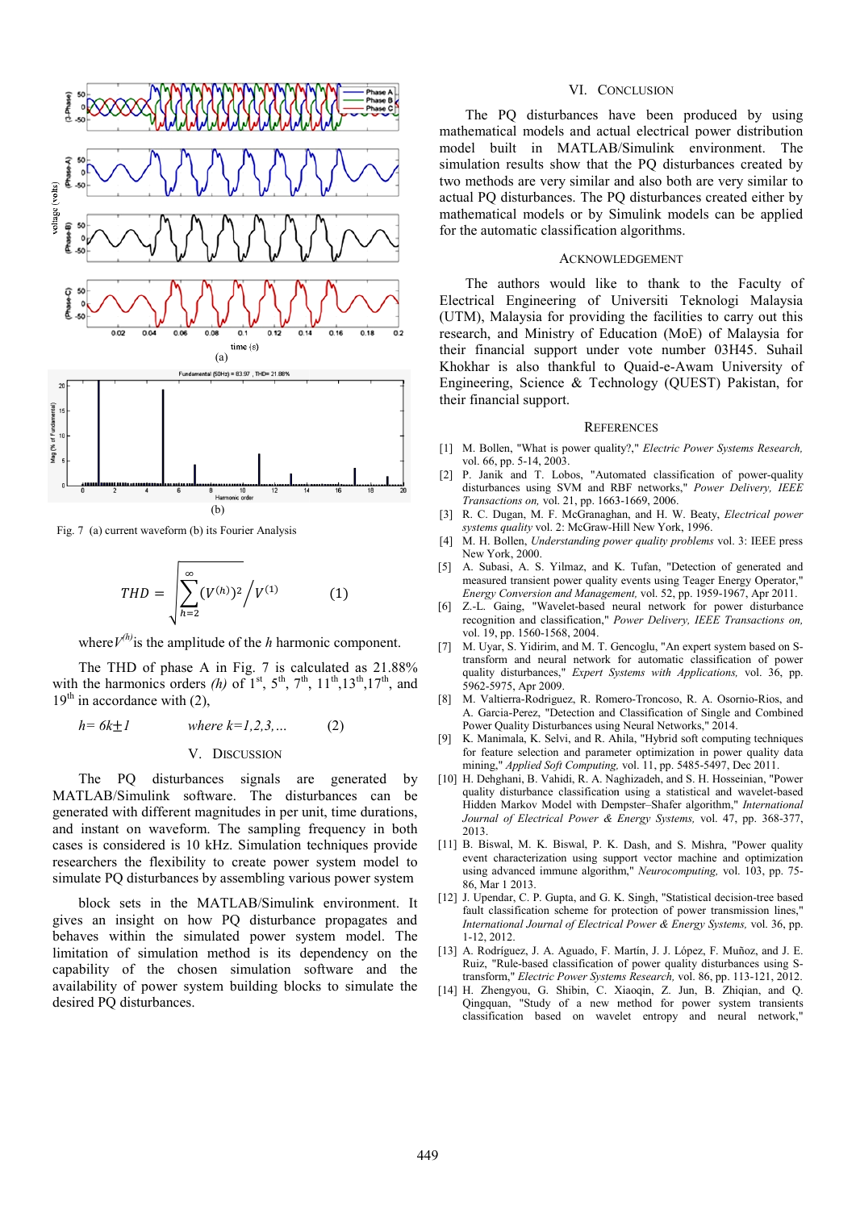Fig. 7 (a) current waveform (b) its Fourier Analysis

$$THD = \sqrt{\sum_{h=2}^{\infty} (V^{(h)})^2} \Big/ V^{(1)} \qquad (1)$$

where $V^{(h)}$ is the amplitude of the $h$ harmonic component.

The THD of phase A in Fig. 7 is calculated as 21.88% with the harmonics orders *(h)* of 1st, 5th, 7th, 11th,13th,17th, and 19th in accordance with (2),

$$h = 6k \pm 1 \qquad where\ k=1,2,3,\ldots \qquad (2)$$

## V. Discussion

The PQ disturbances signals are generated by MATLAB/Simulink software. The disturbances can be generated with different magnitudes in per unit, time durations, and instant on waveform. The sampling frequency in both cases is considered is 10 kHz. Simulation techniques provide researchers the flexibility to create power system model to simulate PQ disturbances by assembling various power system block sets in the MATLAB/Simulink environment. It gives an insight on how PQ disturbance propagates and behaves within the simulated power system model. The limitation of simulation method is its dependency on the capability of the chosen simulation software and the availability of power system building blocks to simulate the desired PQ disturbances.

## VI. Conclusion

The PQ disturbances have been produced by using mathematical models and actual electrical power distribution model built in MATLAB/Simulink environment. The simulation results show that the PQ disturbances created by two methods are very similar and also both are very similar to actual PQ disturbances. The PQ disturbances created either by mathematical models or by Simulink models can be applied for the automatic classification algorithms.

## Acknowledgement

The authors would like to thank to the Faculty of Electrical Engineering of Universiti Teknologi Malaysia (UTM), Malaysia for providing the facilities to carry out this research, and Ministry of Education (MoE) of Malaysia for their financial support under vote number 03H45. Suhail Khokhar is also thankful to Quaid-e-Awam University of Engineering, Science & Technology (QUEST) Pakistan, for their financial support.

## References

[1] M. Bollen, "What is power quality?," *Electric Power Systems Research,* vol. 66, pp. 5-14, 2003.

[2] P. Janik and T. Lobos, "Automated classification of power-quality disturbances using SVM and RBF networks," *Power Delivery, IEEE Transactions on,* vol. 21, pp. 1663-1669, 2006.

[3] R. C. Dugan, M. F. McGranaghan, and H. W. Beaty, *Electrical power systems quality* vol. 2: McGraw-Hill New York, 1996.

[4] M. H. Bollen, *Understanding power quality problems* vol. 3: IEEE press New York, 2000.

[5] A. Subasi, A. S. Yilmaz, and K. Tufan, "Detection of generated and measured transient power quality events using Teager Energy Operator," *Energy Conversion and Management,* vol. 52, pp. 1959-1967, Apr 2011.

[6] Z.-L. Gaing, "Wavelet-based neural network for power disturbance recognition and classification," *Power Delivery, IEEE Transactions on,* vol. 19, pp. 1560-1568, 2004.

[7] M. Uyar, S. Yidirim, and M. T. Gencoglu, "An expert system based on S-transform and neural network for automatic classification of power quality disturbances," *Expert Systems with Applications,* vol. 36, pp. 5962-5975, Apr 2009.

[8] M. Valtierra-Rodriguez, R. Romero-Troncoso, R. A. Osornio-Rios, and A. Garcia-Perez, "Detection and Classification of Single and Combined Power Quality Disturbances using Neural Networks," 2014.

[9] K. Manimala, K. Selvi, and R. Ahila, "Hybrid soft computing techniques for feature selection and parameter optimization in power quality data mining," *Applied Soft Computing,* vol. 11, pp. 5485-5497, Dec 2011.

[10] H. Dehghani, B. Vahidi, R. A. Naghizadeh, and S. H. Hosseinian, "Power quality disturbance classification using a statistical and wavelet-based Hidden Markov Model with Dempster–Shafer algorithm," *International Journal of Electrical Power & Energy Systems,* vol. 47, pp. 368-377, 2013.

[11] B. Biswal, M. K. Biswal, P. K. Dash, and S. Mishra, "Power quality event characterization using support vector machine and optimization using advanced immune algorithm," *Neurocomputing,* vol. 103, pp. 75-86, Mar 1 2013.

[12] J. Upendar, C. P. Gupta, and G. K. Singh, "Statistical decision-tree based fault classification scheme for protection of power transmission lines," *International Journal of Electrical Power & Energy Systems,* vol. 36, pp. 1-12, 2012.

[13] A. Rodríguez, J. A. Aguado, F. Martín, J. J. López, F. Muñoz, and J. E. Ruiz, "Rule-based classification of power quality disturbances using S-transform," *Electric Power Systems Research,* vol. 86, pp. 113-121, 2012.

[14] H. Zhengyou, G. Shibin, C. Xiaoqin, Z. Jun, B. Zhiqian, and Q. Qingquan, "Study of a new method for power system transients classification based on wavelet entropy and neural network,"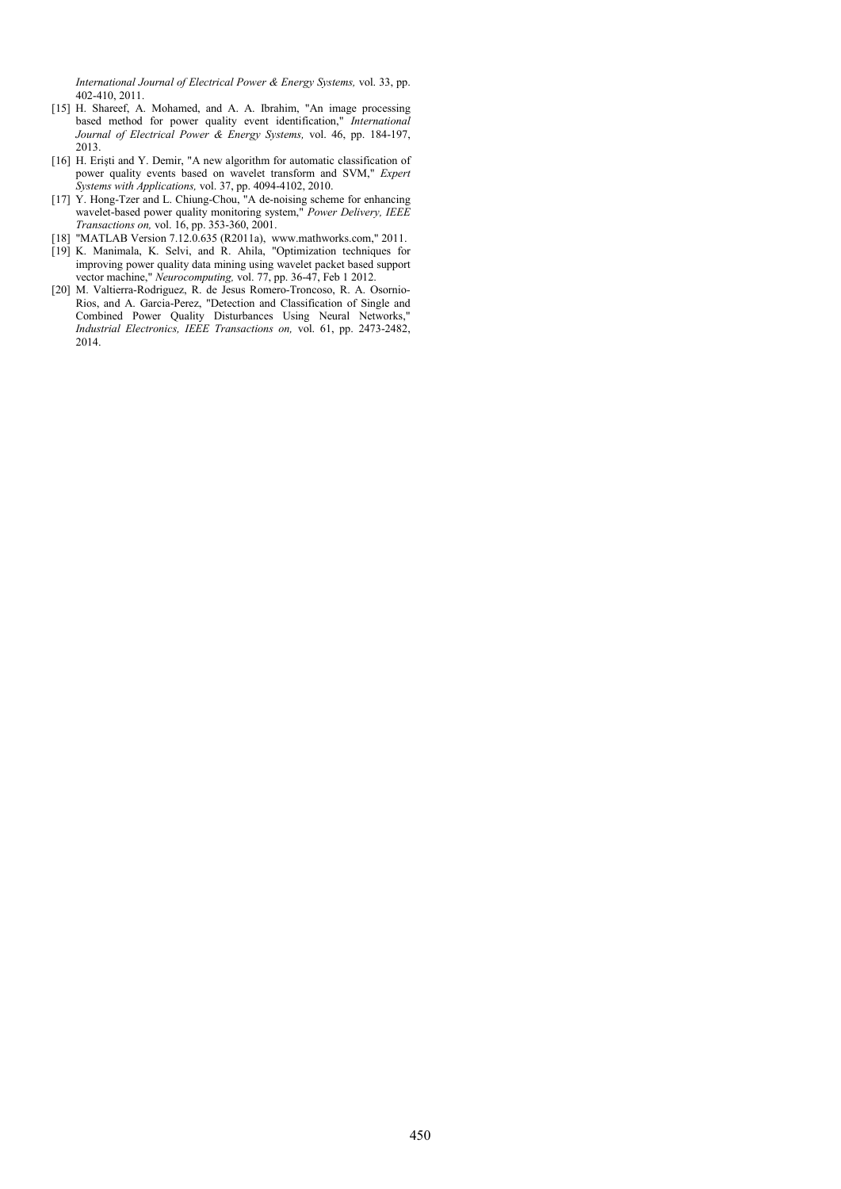*International Journal of Electrical Power & Energy Systems,* vol. 33, pp. 402-410, 2011.

[15] H. Shareef, A. Mohamed, and A. A. Ibrahim, "An image processing based method for power quality event identification," *International Journal of Electrical Power & Energy Systems,* vol. 46, pp. 184-197, 2013.

[16] H. Erişti and Y. Demir, "A new algorithm for automatic classification of power quality events based on wavelet transform and SVM," *Expert Systems with Applications,* vol. 37, pp. 4094-4102, 2010.

[17] Y. Hong-Tzer and L. Chiung-Chou, "A de-noising scheme for enhancing wavelet-based power quality monitoring system," *Power Delivery, IEEE Transactions on,* vol. 16, pp. 353-360, 2001.

[18] "MATLAB Version 7.12.0.635 (R2011a), www.mathworks.com," 2011.

[19] K. Manimala, K. Selvi, and R. Ahila, "Optimization techniques for improving power quality data mining using wavelet packet based support vector machine," *Neurocomputing,* vol. 77, pp. 36-47, Feb 1 2012.

[20] M. Valtierra-Rodriguez, R. de Jesus Romero-Troncoso, R. A. Osornio-Rios, and A. Garcia-Perez, "Detection and Classification of Single and Combined Power Quality Disturbances Using Neural Networks," *Industrial Electronics, IEEE Transactions on,* vol. 61, pp. 2473-2482, 2014.